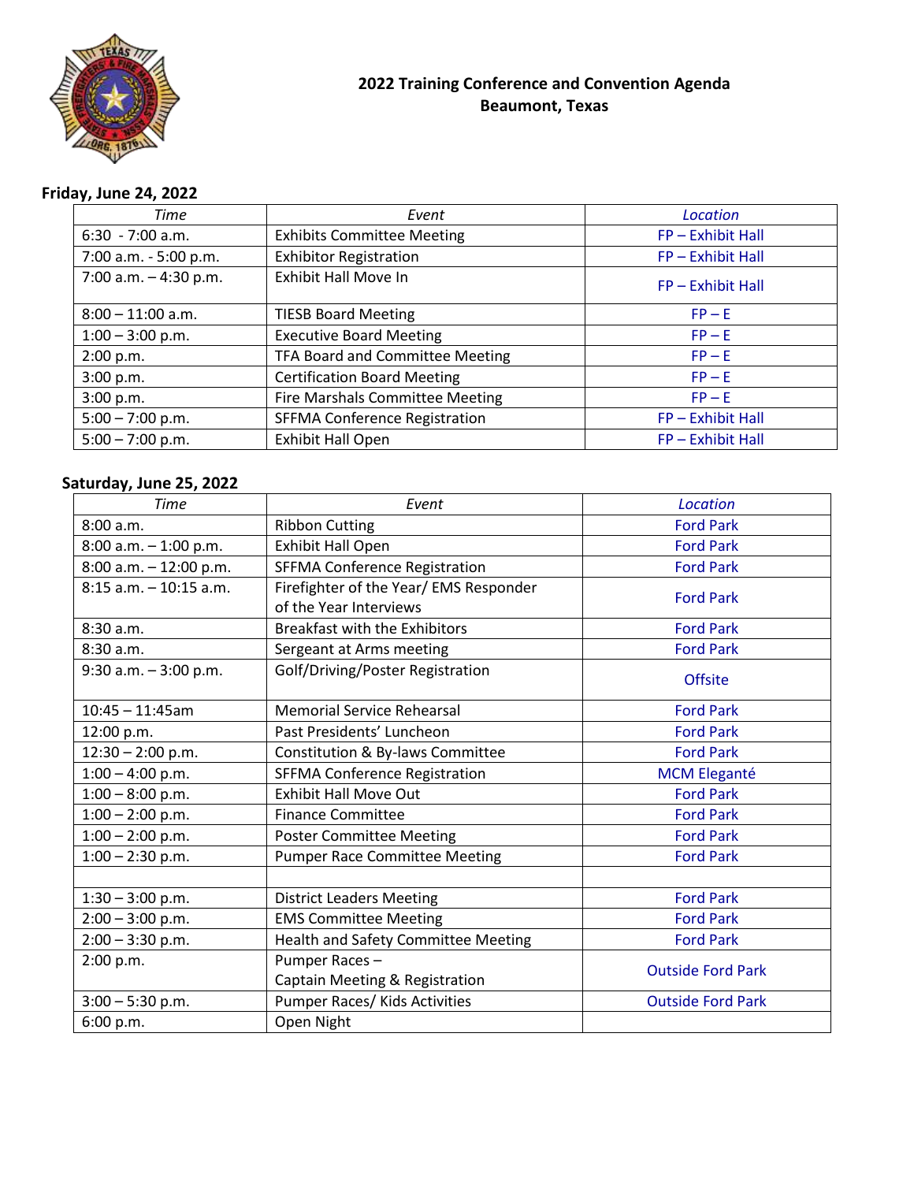# 2022 Training Conference and Convention Agenda
# Beaumont, Texas

**Friday, June 24, 2022**

| *Time* | *Event* | *Location* |
|---|---|---|
| 6:30 - 7:00 a.m. | Exhibits Committee Meeting | FP – Exhibit Hall |
| 7:00 a.m. - 5:00 p.m. | Exhibitor Registration | FP – Exhibit Hall |
| 7:00 a.m. – 4:30 p.m. | Exhibit Hall Move In | FP – Exhibit Hall |
| 8:00 – 11:00 a.m. | TIESB Board Meeting | FP – E |
| 1:00 – 3:00 p.m. | Executive Board Meeting | FP – E |
| 2:00 p.m. | TFA Board and Committee Meeting | FP – E |
| 3:00 p.m. | Certification Board Meeting | FP – E |
| 3:00 p.m. | Fire Marshals Committee Meeting | FP – E |
| 5:00 – 7:00 p.m. | SFFMA Conference Registration | FP – Exhibit Hall |
| 5:00 – 7:00 p.m. | Exhibit Hall Open | FP – Exhibit Hall |

**Saturday, June 25, 2022**

| *Time* | *Event* | *Location* |
|---|---|---|
| 8:00 a.m. | Ribbon Cutting | Ford Park |
| 8:00 a.m. – 1:00 p.m. | Exhibit Hall Open | Ford Park |
| 8:00 a.m. – 12:00 p.m. | SFFMA Conference Registration | Ford Park |
| 8:15 a.m. – 10:15 a.m. | Firefighter of the Year/ EMS Responder of the Year Interviews | Ford Park |
| 8:30 a.m. | Breakfast with the Exhibitors | Ford Park |
| 8:30 a.m. | Sergeant at Arms meeting | Ford Park |
| 9:30 a.m. – 3:00 p.m. | Golf/Driving/Poster Registration | Offsite |
| 10:45 – 11:45am | Memorial Service Rehearsal | Ford Park |
| 12:00 p.m. | Past Presidents' Luncheon | Ford Park |
| 12:30 – 2:00 p.m. | Constitution & By-laws Committee | Ford Park |
| 1:00 – 4:00 p.m. | SFFMA Conference Registration | MCM Elegанté |
| 1:00 – 8:00 p.m. | Exhibit Hall Move Out | Ford Park |
| 1:00 – 2:00 p.m. | Finance Committee | Ford Park |
| 1:00 – 2:00 p.m. | Poster Committee Meeting | Ford Park |
| 1:00 – 2:30 p.m. | Pumper Race Committee Meeting | Ford Park |
| | | |
| 1:30 – 3:00 p.m. | District Leaders Meeting | Ford Park |
| 2:00 – 3:00 p.m. | EMS Committee Meeting | Ford Park |
| 2:00 – 3:30 p.m. | Health and Safety Committee Meeting | Ford Park |
| 2:00 p.m. | Pumper Races – Captain Meeting & Registration | Outside Ford Park |
| 3:00 – 5:30 p.m. | Pumper Races/ Kids Activities | Outside Ford Park |
| 6:00 p.m. | Open Night | |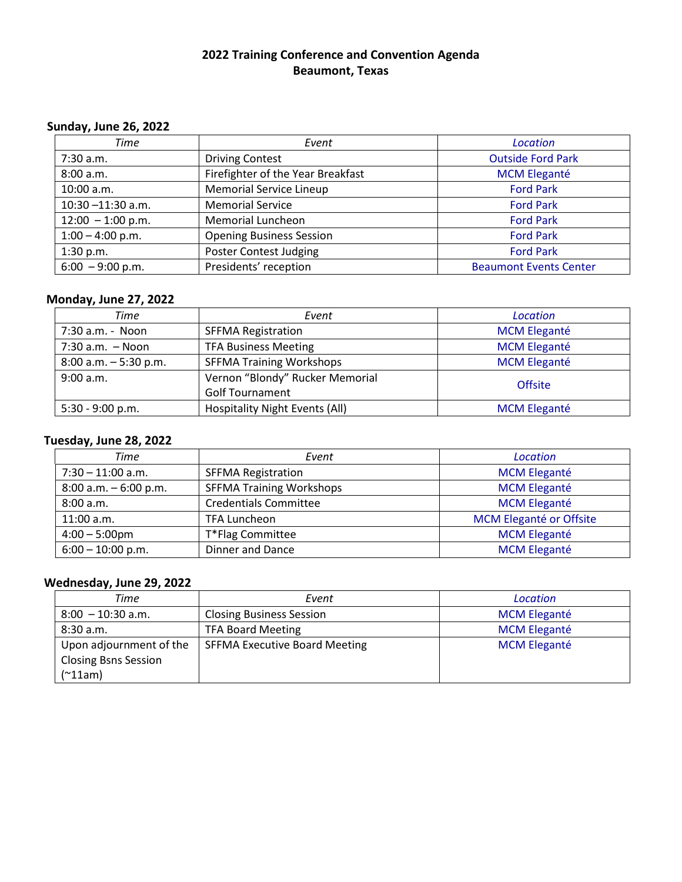**2022 Training Conference and Convention Agenda**
**Beaumont, Texas**

**Sunday, June 26, 2022**

| *Time* | *Event* | *Location* |
|---|---|---|
| 7:30 a.m. | Driving Contest | Outside Ford Park |
| 8:00 a.m. | Firefighter of the Year Breakfast | MCM Eleganté |
| 10:00 a.m. | Memorial Service Lineup | Ford Park |
| 10:30 –11:30 a.m. | Memorial Service | Ford Park |
| 12:00 – 1:00 p.m. | Memorial Luncheon | Ford Park |
| 1:00 – 4:00 p.m. | Opening Business Session | Ford Park |
| 1:30 p.m. | Poster Contest Judging | Ford Park |
| 6:00 – 9:00 p.m. | Presidents' reception | Beaumont Events Center |

**Monday, June 27, 2022**

| *Time* | *Event* | *Location* |
|---|---|---|
| 7:30 a.m. - Noon | SFFMA Registration | MCM Eleganté |
| 7:30 a.m. – Noon | TFA Business Meeting | MCM Eleganté |
| 8:00 a.m. – 5:30 p.m. | SFFMA Training Workshops | MCM Eleganté |
| 9:00 a.m. | Vernon "Blondy" Rucker Memorial Golf Tournament | Offsite |
| 5:30 - 9:00 p.m. | Hospitality Night Events (All) | MCM Eleganté |

**Tuesday, June 28, 2022**

| *Time* | *Event* | *Location* |
|---|---|---|
| 7:30 – 11:00 a.m. | SFFMA Registration | MCM Eleganté |
| 8:00 a.m. – 6:00 p.m. | SFFMA Training Workshops | MCM Eleganté |
| 8:00 a.m. | Credentials Committee | MCM Eleganté |
| 11:00 a.m. | TFA Luncheon | MCM Eleganté or Offsite |
| 4:00 – 5:00pm | T*Flag Committee | MCM Eleganté |
| 6:00 – 10:00 p.m. | Dinner and Dance | MCM Eleganté |

**Wednesday, June 29, 2022**

| *Time* | *Event* | *Location* |
|---|---|---|
| 8:00 – 10:30 a.m. | Closing Business Session | MCM Eleganté |
| 8:30 a.m. | TFA Board Meeting | MCM Eleganté |
| Upon adjournment of the Closing Bsns Session (~11am) | SFFMA Executive Board Meeting | MCM Eleganté |